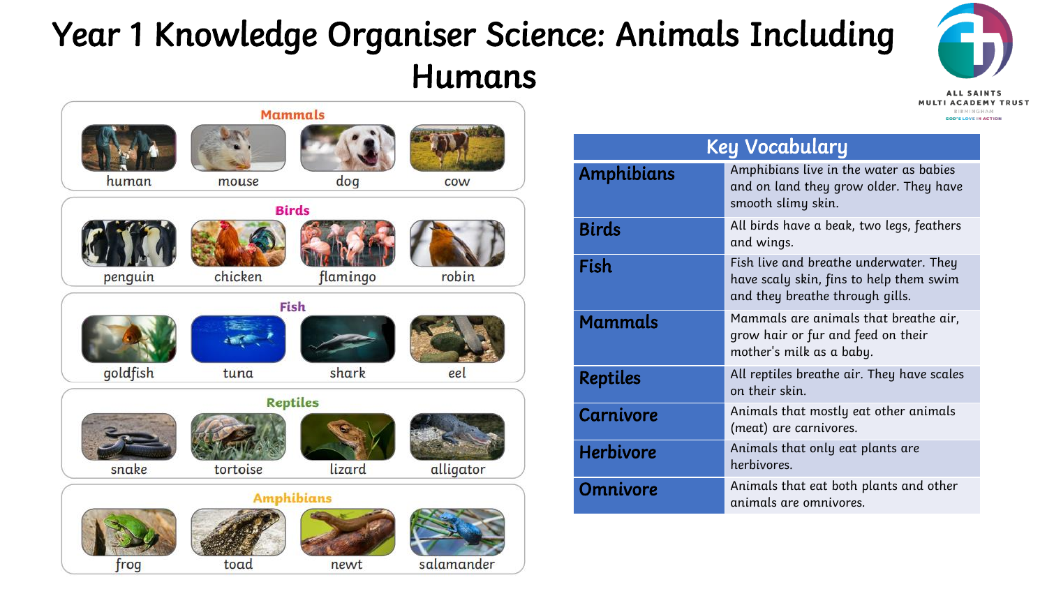# Year 1 Knowledge Organiser Science: Animals Including Humans

ALL SAINTS MULTI ACADEMY TRUST
BIRMINGHAM
GOD'S LOVE IN ACTION

### Mammals

human, mouse, dog, cow

### Birds

penguin, chicken, flamingo, robin

### Fish

goldfish, tuna, shark, eel

### Reptiles

snake, tortoise, lizard, alligator

### Amphibians

frog, toad, newt, salamander

## Key Vocabulary

| Key Vocabulary | |
|---|---|
| **Amphibians** | Amphibians live in the water as babies and on land they grow older. They have smooth slimy skin. |
| **Birds** | All birds have a beak, two legs, feathers and wings. |
| **Fish** | Fish live and breathe underwater. They have scaly skin, fins to help them swim and they breathe through gills. |
| **Mammals** | Mammals are animals that breathe air, grow hair or fur and feed on their mother's milk as a baby. |
| **Reptiles** | All reptiles breathe air. They have scales on their skin. |
| **Carnivore** | Animals that mostly eat other animals (meat) are carnivores. |
| **Herbivore** | Animals that only eat plants are herbivores. |
| **Omnivore** | Animals that eat both plants and other animals are omnivores. |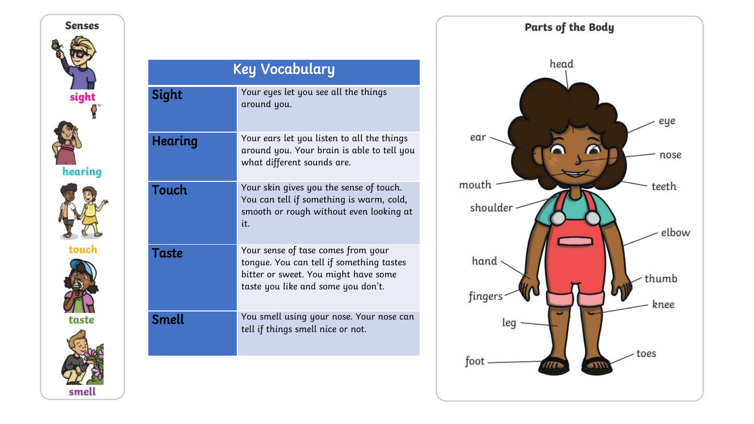## Senses

sight

hearing

touch

taste

smell

## Key Vocabulary

| | |
|---|---|
| **Sight** | Your eyes let you see all the things around you. |
| **Hearing** | Your ears let you listen to all the things around you. Your brain is able to tell you what different sounds are. |
| **Touch** | Your skin gives you the sense of touch. You can tell if something is warm, cold, smooth or rough without even looking at it. |
| **Taste** | Your sense of tase comes from your tongue. You can tell if something tastes bitter or sweet. You might have some taste you like and some you don't. |
| **Smell** | You smell using your nose. Your nose can tell if things smell nice or not. |

## Parts of the Body

head

ear

eye

nose

mouth

teeth

shoulder

elbow

hand

thumb

fingers

knee

leg

foot

toes